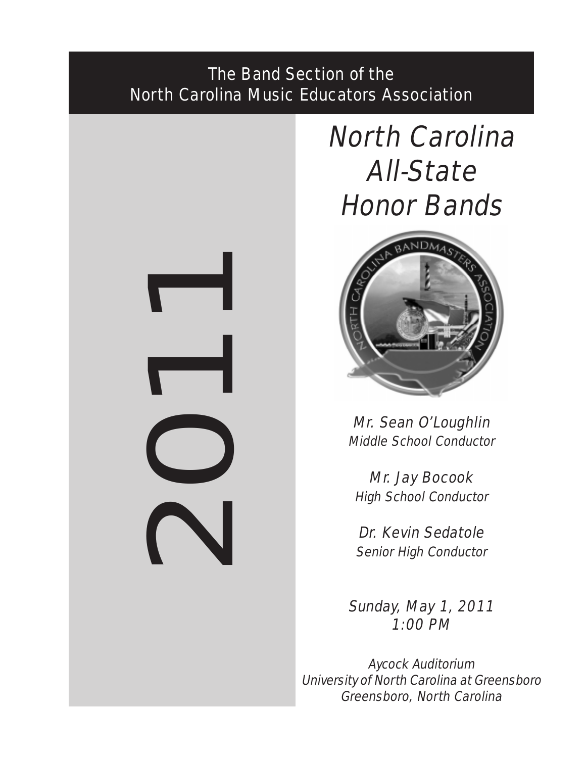The Band Section of the North Carolina Music Educators Association

2011

# North Carolina All-State Honor Bands

*Mr. Sean O'Loughlin*
*Middle School Conductor*

*Mr. Jay Bocook*
*High School Conductor*

*Dr. Kevin Sedatole*
*Senior High Conductor*

*Sunday, May 1, 2011*
*1:00 PM*

*Aycock Auditorium*
*University of North Carolina at Greensboro*
*Greensboro, North Carolina*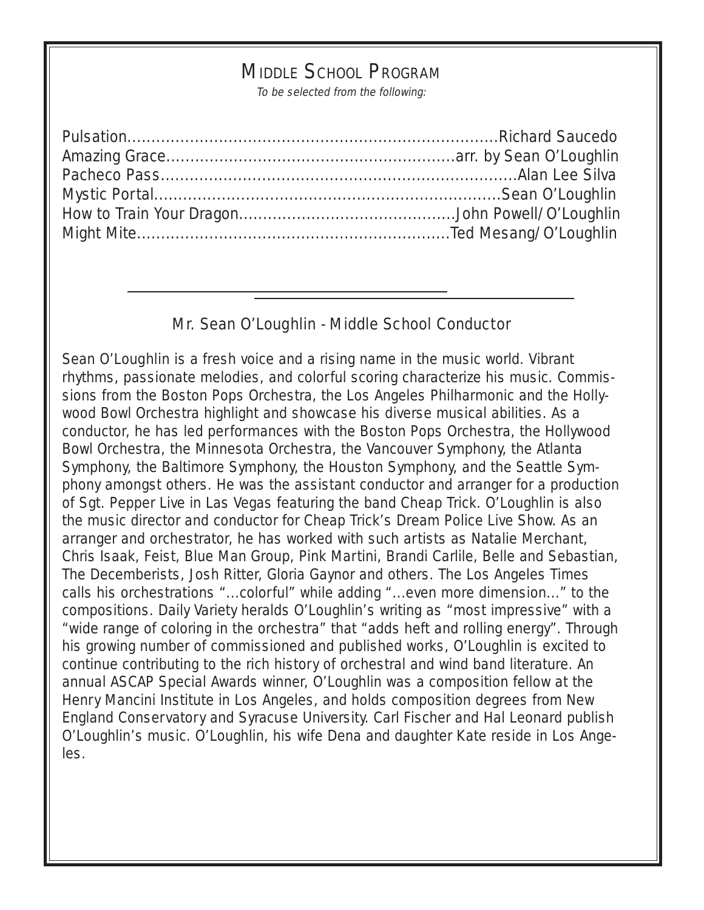# Middle School Program

*To be selected from the following:*

Pulsation....................................................................Richard Saucedo
Amazing Grace.........................................................arr. by Sean O'Loughlin
Pacheco Pass.............................................................Alan Lee Silva
Mystic Portal...............................................................Sean O'Loughlin
How to Train Your Dragon............................................John Powell/O'Loughlin
Might Mite.................................................................Ted Mesang/O'Loughlin

---

## Mr. Sean O'Loughlin - Middle School Conductor

Sean O'Loughlin is a fresh voice and a rising name in the music world. Vibrant rhythms, passionate melodies, and colorful scoring characterize his music. Commissions from the Boston Pops Orchestra, the Los Angeles Philharmonic and the Hollywood Bowl Orchestra highlight and showcase his diverse musical abilities. As a conductor, he has led performances with the Boston Pops Orchestra, the Hollywood Bowl Orchestra, the Minnesota Orchestra, the Vancouver Symphony, the Atlanta Symphony, the Baltimore Symphony, the Houston Symphony, and the Seattle Symphony amongst others. He was the assistant conductor and arranger for a production of Sgt. Pepper Live in Las Vegas featuring the band Cheap Trick. O'Loughlin is also the music director and conductor for Cheap Trick's Dream Police Live Show. As an arranger and orchestrator, he has worked with such artists as Natalie Merchant, Chris Isaak, Feist, Blue Man Group, Pink Martini, Brandi Carlile, Belle and Sebastian, The Decemberists, Josh Ritter, Gloria Gaynor and others. The Los Angeles Times calls his orchestrations "...colorful" while adding "...even more dimension..." to the compositions. Daily Variety heralds O'Loughlin's writing as "most impressive" with a "wide range of coloring in the orchestra" that "adds heft and rolling energy". Through his growing number of commissioned and published works, O'Loughlin is excited to continue contributing to the rich history of orchestral and wind band literature. An annual ASCAP Special Awards winner, O'Loughlin was a composition fellow at the Henry Mancini Institute in Los Angeles, and holds composition degrees from New England Conservatory and Syracuse University. Carl Fischer and Hal Leonard publish O'Loughlin's music. O'Loughlin, his wife Dena and daughter Kate reside in Los Angeles.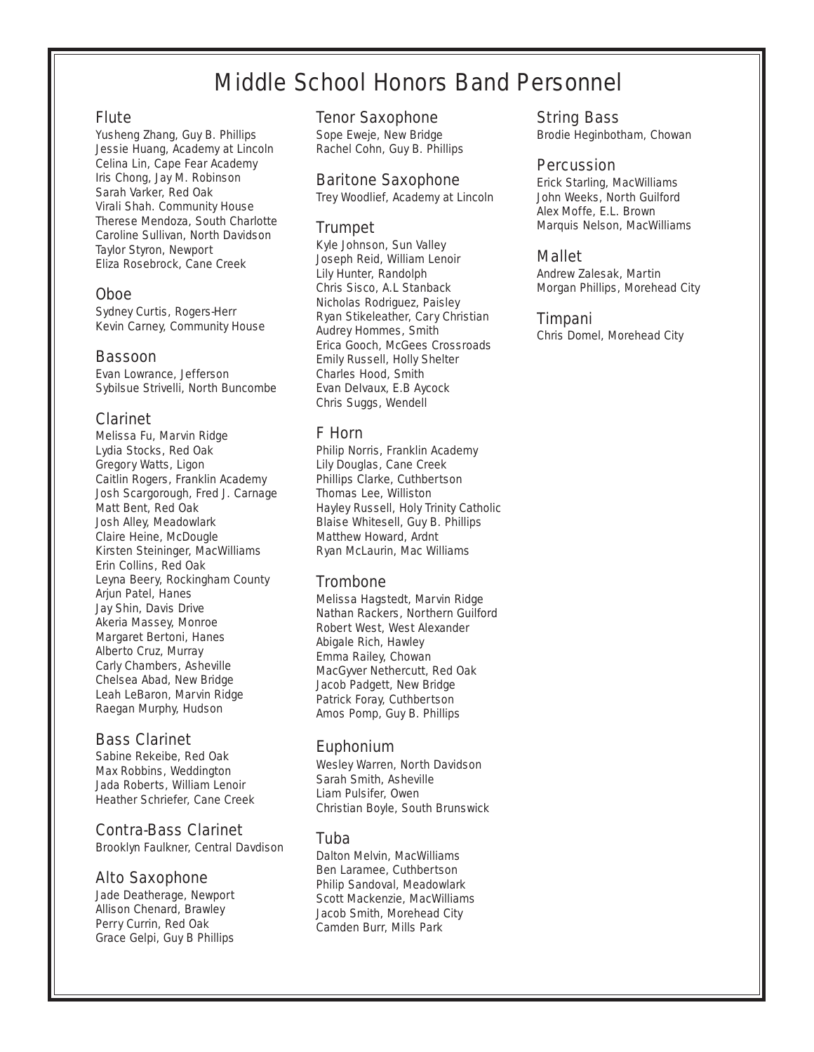# Middle School Honors Band Personnel

## Flute

Yusheng Zhang, Guy B. Phillips
Jessie Huang, Academy at Lincoln
Celina Lin, Cape Fear Academy
Iris Chong, Jay M. Robinson
Sarah Varker, Red Oak
Virali Shah. Community House
Therese Mendoza, South Charlotte
Caroline Sullivan, North Davidson
Taylor Styron, Newport
Eliza Rosebrock, Cane Creek

## Oboe

Sydney Curtis, Rogers-Herr
Kevin Carney, Community House

## Bassoon

Evan Lowrance, Jefferson
Sybilsue Strivelli, North Buncombe

## Clarinet

Melissa Fu, Marvin Ridge
Lydia Stocks, Red Oak
Gregory Watts, Ligon
Caitlin Rogers, Franklin Academy
Josh Scargorough, Fred J. Carnage
Matt Bent, Red Oak
Josh Alley, Meadowlark
Claire Heine, McDougle
Kirsten Steininger, MacWilliams
Erin Collins, Red Oak
Leyna Beery, Rockingham County
Arjun Patel, Hanes
Jay Shin, Davis Drive
Akeria Massey, Monroe
Margaret Bertoni, Hanes
Alberto Cruz, Murray
Carly Chambers, Asheville
Chelsea Abad, New Bridge
Leah LeBaron, Marvin Ridge
Raegan Murphy, Hudson

## Bass Clarinet

Sabine Rekeibe, Red Oak
Max Robbins, Weddington
Jada Roberts, William Lenoir
Heather Schriefer, Cane Creek

## Contra-Bass Clarinet

Brooklyn Faulkner, Central Davdison

## Alto Saxophone

Jade Deatherage, Newport
Allison Chenard, Brawley
Perry Currin, Red Oak
Grace Gelpi, Guy B Phillips

## Tenor Saxophone

Sope Eweje, New Bridge
Rachel Cohn, Guy B. Phillips

## Baritone Saxophone

Trey Woodlief, Academy at Lincoln

## Trumpet

Kyle Johnson, Sun Valley
Joseph Reid, William Lenoir
Lily Hunter, Randolph
Chris Sisco, A.L Stanback
Nicholas Rodriguez, Paisley
Ryan Stikeleather, Cary Christian
Audrey Hommes, Smith
Erica Gooch, McGees Crossroads
Emily Russell, Holly Shelter
Charles Hood, Smith
Evan Delvaux, E.B Aycock
Chris Suggs, Wendell

## F Horn

Philip Norris, Franklin Academy
Lily Douglas, Cane Creek
Phillips Clarke, Cuthbertson
Thomas Lee, Williston
Hayley Russell, Holy Trinity Catholic
Blaise Whitesell, Guy B. Phillips
Matthew Howard, Ardnt
Ryan McLaurin, Mac Williams

## Trombone

Melissa Hagstedt, Marvin Ridge
Nathan Rackers, Northern Guilford
Robert West, West Alexander
Abigale Rich, Hawley
Emma Railey, Chowan
MacGyver Nethercutt, Red Oak
Jacob Padgett, New Bridge
Patrick Foray, Cuthbertson
Amos Pomp, Guy B. Phillips

## Euphonium

Wesley Warren, North Davidson
Sarah Smith, Asheville
Liam Pulsifer, Owen
Christian Boyle, South Brunswick

## Tuba

Dalton Melvin, MacWilliams
Ben Laramee, Cuthbertson
Philip Sandoval, Meadowlark
Scott Mackenzie, MacWilliams
Jacob Smith, Morehead City
Camden Burr, Mills Park

## String Bass

Brodie Heginbotham, Chowan

## Percussion

Erick Starling, MacWilliams
John Weeks, North Guilford
Alex Moffe, E.L. Brown
Marquis Nelson, MacWilliams

## Mallet

Andrew Zalesak, Martin
Morgan Phillips, Morehead City

## Timpani

Chris Domel, Morehead City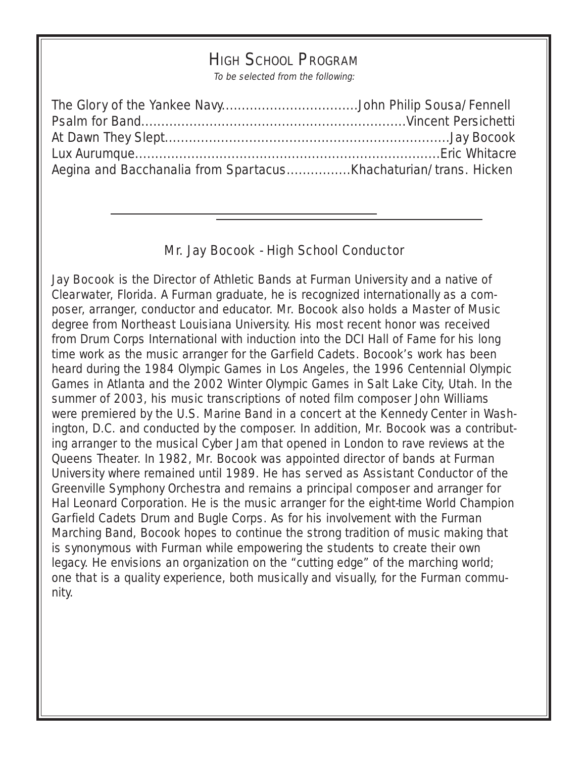## High School Program

*To be selected from the following:*

The Glory of the Yankee Navy.................................John Philip Sousa/Fennell
Psalm for Band.................................................................Vincent Persichetti
At Dawn They Slept......................................................................Jay Bocook
Lux Aurumque..........................................................................Eric Whitacre
Aegina and Bacchanalia from Spartacus................Khachaturian/trans. Hicken

---

### Mr. Jay Bocook - High School Conductor

Jay Bocook is the Director of Athletic Bands at Furman University and a native of Clearwater, Florida. A Furman graduate, he is recognized internationally as a composer, arranger, conductor and educator. Mr. Bocook also holds a Master of Music degree from Northeast Louisiana University. His most recent honor was received from Drum Corps International with induction into the DCI Hall of Fame for his long time work as the music arranger for the Garfield Cadets. Bocook's work has been heard during the 1984 Olympic Games in Los Angeles, the 1996 Centennial Olympic Games in Atlanta and the 2002 Winter Olympic Games in Salt Lake City, Utah. In the summer of 2003, his music transcriptions of noted film composer John Williams were premiered by the U.S. Marine Band in a concert at the Kennedy Center in Washington, D.C. and conducted by the composer. In addition, Mr. Bocook was a contributing arranger to the musical Cyber Jam that opened in London to rave reviews at the Queens Theater. In 1982, Mr. Bocook was appointed director of bands at Furman University where remained until 1989. He has served as Assistant Conductor of the Greenville Symphony Orchestra and remains a principal composer and arranger for Hal Leonard Corporation. He is the music arranger for the eight-time World Champion Garfield Cadets Drum and Bugle Corps. As for his involvement with the Furman Marching Band, Bocook hopes to continue the strong tradition of music making that is synonymous with Furman while empowering the students to create their own legacy. He envisions an organization on the "cutting edge" of the marching world; one that is a quality experience, both musically and visually, for the Furman community.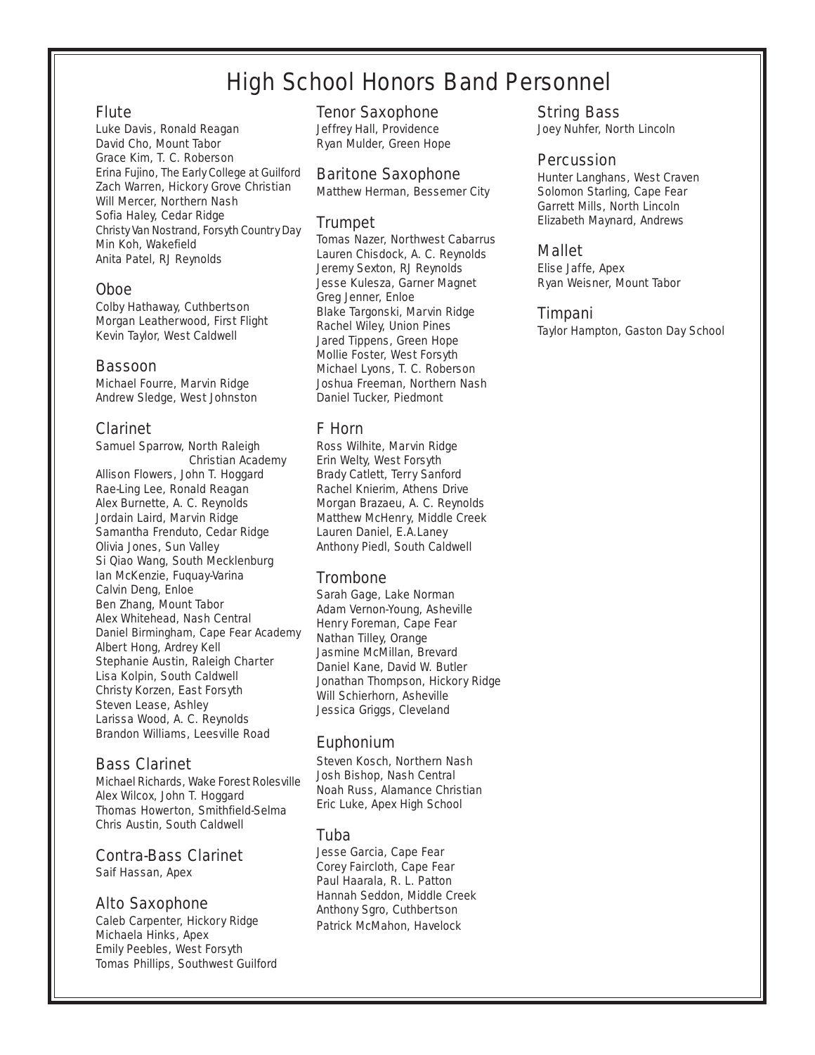# High School Honors Band Personnel

## Flute

Luke Davis, Ronald Reagan
David Cho, Mount Tabor
Grace Kim, T. C. Roberson
Erina Fujino, The Early College at Guilford
Zach Warren, Hickory Grove Christian
Will Mercer, Northern Nash
Sofia Haley, Cedar Ridge
Christy Van Nostrand, Forsyth Country Day
Min Koh, Wakefield
Anita Patel, RJ Reynolds

## Oboe

Colby Hathaway, Cuthbertson
Morgan Leatherwood, First Flight
Kevin Taylor, West Caldwell

## Bassoon

Michael Fourre, Marvin Ridge
Andrew Sledge, West Johnston

## Clarinet

Samuel Sparrow, North Raleigh Christian Academy
Allison Flowers, John T. Hoggard
Rae-Ling Lee, Ronald Reagan
Alex Burnette, A. C. Reynolds
Jordain Laird, Marvin Ridge
Samantha Frenduto, Cedar Ridge
Olivia Jones, Sun Valley
Si Qiao Wang, South Mecklenburg
Ian McKenzie, Fuquay-Varina
Calvin Deng, Enloe
Ben Zhang, Mount Tabor
Alex Whitehead, Nash Central
Daniel Birmingham, Cape Fear Academy
Albert Hong, Ardrey Kell
Stephanie Austin, Raleigh Charter
Lisa Kolpin, South Caldwell
Christy Korzen, East Forsyth
Steven Lease, Ashley
Larissa Wood, A. C. Reynolds
Brandon Williams, Leesville Road

## Bass Clarinet

Michael Richards, Wake Forest Rolesville
Alex Wilcox, John T. Hoggard
Thomas Howerton, Smithfield-Selma
Chris Austin, South Caldwell

## Contra-Bass Clarinet

Saif Hassan, Apex

## Alto Saxophone

Caleb Carpenter, Hickory Ridge
Michaela Hinks, Apex
Emily Peebles, West Forsyth
Tomas Phillips, Southwest Guilford

## Tenor Saxophone

Jeffrey Hall, Providence
Ryan Mulder, Green Hope

## Baritone Saxophone

Matthew Herman, Bessemer City

## Trumpet

Tomas Nazer, Northwest Cabarrus
Lauren Chisdock, A. C. Reynolds
Jeremy Sexton, RJ Reynolds
Jesse Kulesza, Garner Magnet
Greg Jenner, Enloe
Blake Targonski, Marvin Ridge
Rachel Wiley, Union Pines
Jared Tippens, Green Hope
Mollie Foster, West Forsyth
Michael Lyons, T. C. Roberson
Joshua Freeman, Northern Nash
Daniel Tucker, Piedmont

## F Horn

Ross Wilhite, Marvin Ridge
Erin Welty, West Forsyth
Brady Catlett, Terry Sanford
Rachel Knierim, Athens Drive
Morgan Brazaeu, A. C. Reynolds
Matthew McHenry, Middle Creek
Lauren Daniel, E.A.Laney
Anthony Piedl, South Caldwell

## Trombone

Sarah Gage, Lake Norman
Adam Vernon-Young, Asheville
Henry Foreman, Cape Fear
Nathan Tilley, Orange
Jasmine McMillan, Brevard
Daniel Kane, David W. Butler
Jonathan Thompson, Hickory Ridge
Will Schierhorn, Asheville
Jessica Griggs, Cleveland

## Euphonium

Steven Kosch, Northern Nash
Josh Bishop, Nash Central
Noah Russ, Alamance Christian
Eric Luke, Apex High School

## Tuba

Jesse Garcia, Cape Fear
Corey Faircloth, Cape Fear
Paul Haarala, R. L. Patton
Hannah Seddon, Middle Creek
Anthony Sgro, Cuthbertson
Patrick McMahon, Havelock

## String Bass

Joey Nuhfer, North Lincoln

## Percussion

Hunter Langhans, West Craven
Solomon Starling, Cape Fear
Garrett Mills, North Lincoln
Elizabeth Maynard, Andrews

## Mallet

Elise Jaffe, Apex
Ryan Weisner, Mount Tabor

## Timpani

Taylor Hampton, Gaston Day School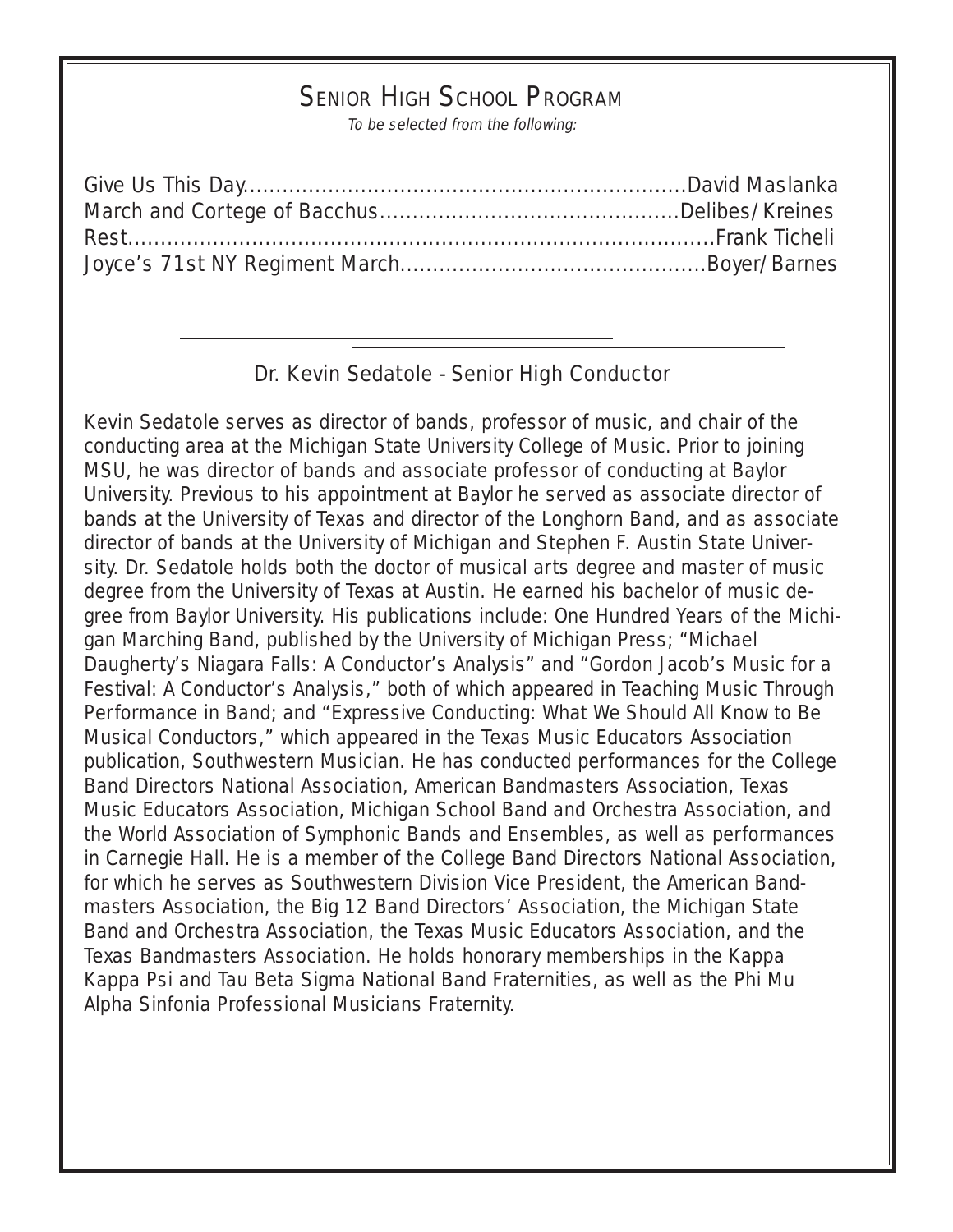## Senior High School Program

*To be selected from the following:*

Give Us This Day....................................................................David Maslanka
March and Cortege of Bacchus.............................................Delibes/Kreines
Rest..............................................................................................Frank Ticheli
Joyce's 71st NY Regiment March..............................................Boyer/Barnes

---

### Dr. Kevin Sedatole - Senior High Conductor

Kevin Sedatole serves as director of bands, professor of music, and chair of the conducting area at the Michigan State University College of Music. Prior to joining MSU, he was director of bands and associate professor of conducting at Baylor University. Previous to his appointment at Baylor he served as associate director of bands at the University of Texas and director of the Longhorn Band, and as associate director of bands at the University of Michigan and Stephen F. Austin State University. Dr. Sedatole holds both the doctor of musical arts degree and master of music degree from the University of Texas at Austin. He earned his bachelor of music degree from Baylor University. His publications include: One Hundred Years of the Michigan Marching Band, published by the University of Michigan Press; "Michael Daugherty's Niagara Falls: A Conductor's Analysis" and "Gordon Jacob's Music for a Festival: A Conductor's Analysis," both of which appeared in Teaching Music Through Performance in Band; and "Expressive Conducting: What We Should All Know to Be Musical Conductors," which appeared in the Texas Music Educators Association publication, Southwestern Musician. He has conducted performances for the College Band Directors National Association, American Bandmasters Association, Texas Music Educators Association, Michigan School Band and Orchestra Association, and the World Association of Symphonic Bands and Ensembles, as well as performances in Carnegie Hall. He is a member of the College Band Directors National Association, for which he serves as Southwestern Division Vice President, the American Bandmasters Association, the Big 12 Band Directors' Association, the Michigan State Band and Orchestra Association, the Texas Music Educators Association, and the Texas Bandmasters Association. He holds honorary memberships in the Kappa Kappa Psi and Tau Beta Sigma National Band Fraternities, as well as the Phi Mu Alpha Sinfonia Professional Musicians Fraternity.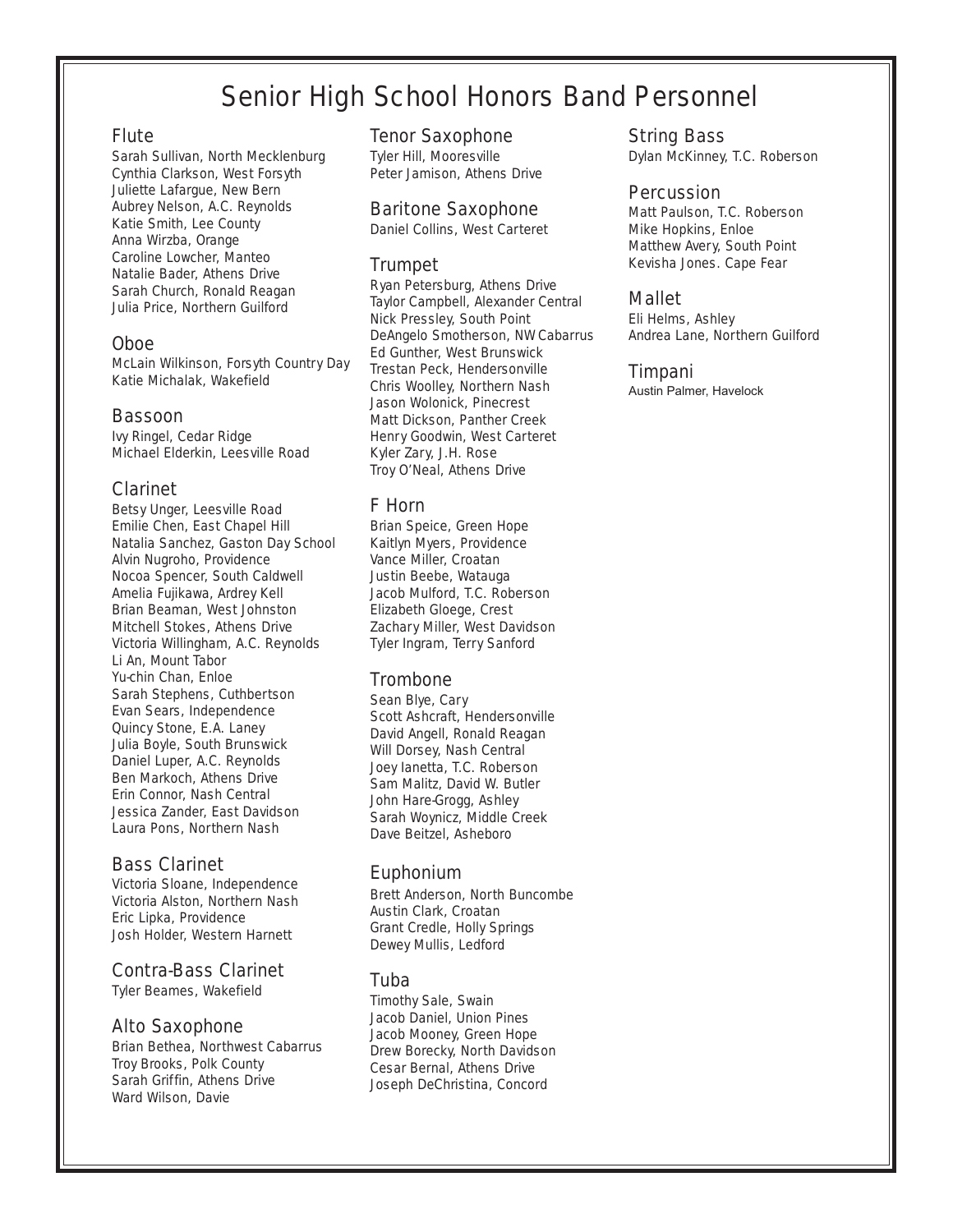# Senior High School Honors Band Personnel

## Flute

Sarah Sullivan, North Mecklenburg
Cynthia Clarkson, West Forsyth
Juliette Lafargue, New Bern
Aubrey Nelson, A.C. Reynolds
Katie Smith, Lee County
Anna Wirzba, Orange
Caroline Lowcher, Manteo
Natalie Bader, Athens Drive
Sarah Church, Ronald Reagan
Julia Price, Northern Guilford

## Oboe

McLain Wilkinson, Forsyth Country Day
Katie Michalak, Wakefield

## Bassoon

Ivy Ringel, Cedar Ridge
Michael Elderkin, Leesville Road

## Clarinet

Betsy Unger, Leesville Road
Emilie Chen, East Chapel Hill
Natalia Sanchez, Gaston Day School
Alvin Nugroho, Providence
Nocoa Spencer, South Caldwell
Amelia Fujikawa, Ardrey Kell
Brian Beaman, West Johnston
Mitchell Stokes, Athens Drive
Victoria Willingham, A.C. Reynolds
Li An, Mount Tabor
Yu-chin Chan, Enloe
Sarah Stephens, Cuthbertson
Evan Sears, Independence
Quincy Stone, E.A. Laney
Julia Boyle, South Brunswick
Daniel Luper, A.C. Reynolds
Ben Markoch, Athens Drive
Erin Connor, Nash Central
Jessica Zander, East Davidson
Laura Pons, Northern Nash

## Bass Clarinet

Victoria Sloane, Independence
Victoria Alston, Northern Nash
Eric Lipka, Providence
Josh Holder, Western Harnett

## Contra-Bass Clarinet

Tyler Beames, Wakefield

## Alto Saxophone

Brian Bethea, Northwest Cabarrus
Troy Brooks, Polk County
Sarah Griffin, Athens Drive
Ward Wilson, Davie

## Tenor Saxophone

Tyler Hill, Mooresville
Peter Jamison, Athens Drive

## Baritone Saxophone

Daniel Collins, West Carteret

## Trumpet

Ryan Petersburg, Athens Drive
Taylor Campbell, Alexander Central
Nick Pressley, South Point
DeAngelo Smotherson, NW Cabarrus
Ed Gunther, West Brunswick
Trestan Peck, Hendersonville
Chris Woolley, Northern Nash
Jason Wolonick, Pinecrest
Matt Dickson, Panther Creek
Henry Goodwin, West Carteret
Kyler Zary, J.H. Rose
Troy O'Neal, Athens Drive

## F Horn

Brian Speice, Green Hope
Kaitlyn Myers, Providence
Vance Miller, Croatan
Justin Beebe, Watauga
Jacob Mulford, T.C. Roberson
Elizabeth Gloege, Crest
Zachary Miller, West Davidson
Tyler Ingram, Terry Sanford

## Trombone

Sean Blye, Cary
Scott Ashcraft, Hendersonville
David Angell, Ronald Reagan
Will Dorsey, Nash Central
Joey Ianetta, T.C. Roberson
Sam Malitz, David W. Butler
John Hare-Grogg, Ashley
Sarah Woynicz, Middle Creek
Dave Beitzel, Asheboro

## Euphonium

Brett Anderson, North Buncombe
Austin Clark, Croatan
Grant Credle, Holly Springs
Dewey Mullis, Ledford

## Tuba

Timothy Sale, Swain
Jacob Daniel, Union Pines
Jacob Mooney, Green Hope
Drew Borecky, North Davidson
Cesar Bernal, Athens Drive
Joseph DeChristina, Concord

## String Bass

Dylan McKinney, T.C. Roberson

## Percussion

Matt Paulson, T.C. Roberson
Mike Hopkins, Enloe
Matthew Avery, South Point
Kevisha Jones. Cape Fear

## Mallet

Eli Helms, Ashley
Andrea Lane, Northern Guilford

## Timpani

Austin Palmer, Havelock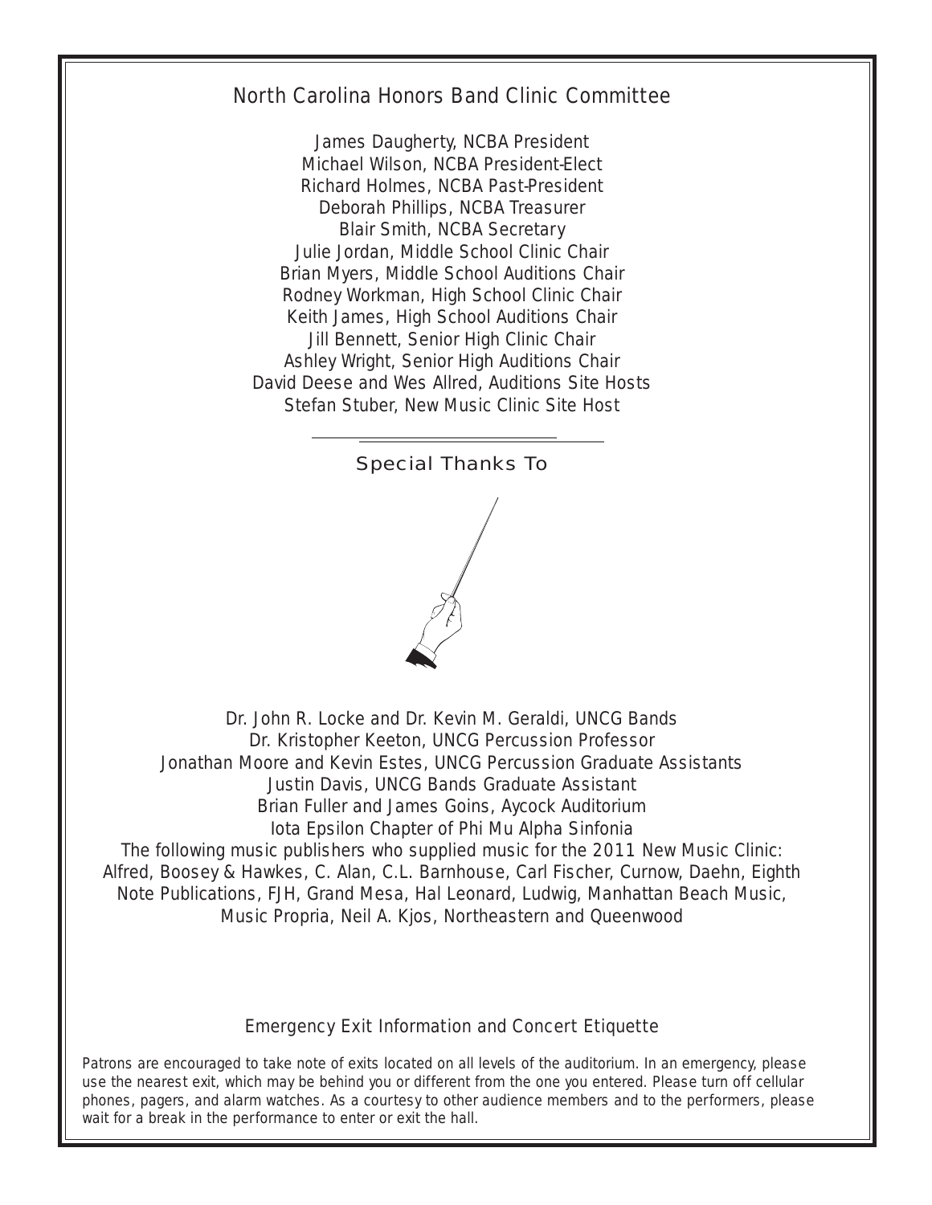## North Carolina Honors Band Clinic Committee

James Daugherty, NCBA President
Michael Wilson, NCBA President-Elect
Richard Holmes, NCBA Past-President
Deborah Phillips, NCBA Treasurer
Blair Smith, NCBA Secretary
Julie Jordan, Middle School Clinic Chair
Brian Myers, Middle School Auditions Chair
Rodney Workman, High School Clinic Chair
Keith James, High School Auditions Chair
Jill Bennett, Senior High Clinic Chair
Ashley Wright, Senior High Auditions Chair
David Deese and Wes Allred, Auditions Site Hosts
Stefan Stuber, New Music Clinic Site Host

## Special Thanks To

Dr. John R. Locke and Dr. Kevin M. Geraldi, UNCG Bands
Dr. Kristopher Keeton, UNCG Percussion Professor
Jonathan Moore and Kevin Estes, UNCG Percussion Graduate Assistants
Justin Davis, UNCG Bands Graduate Assistant
Brian Fuller and James Goins, Aycock Auditorium
Iota Epsilon Chapter of Phi Mu Alpha Sinfonia
The following music publishers who supplied music for the 2011 New Music Clinic:
Alfred, Boosey & Hawkes, C. Alan, C.L. Barnhouse, Carl Fischer, Curnow, Daehn, Eighth Note Publications, FJH, Grand Mesa, Hal Leonard, Ludwig, Manhattan Beach Music, Music Propria, Neil A. Kjos, Northeastern and Queenwood

## Emergency Exit Information and Concert Etiquette

Patrons are encouraged to take note of exits located on all levels of the auditorium. In an emergency, please use the nearest exit, which may be behind you or different from the one you entered. Please turn off cellular phones, pagers, and alarm watches. As a courtesy to other audience members and to the performers, please wait for a break in the performance to enter or exit the hall.